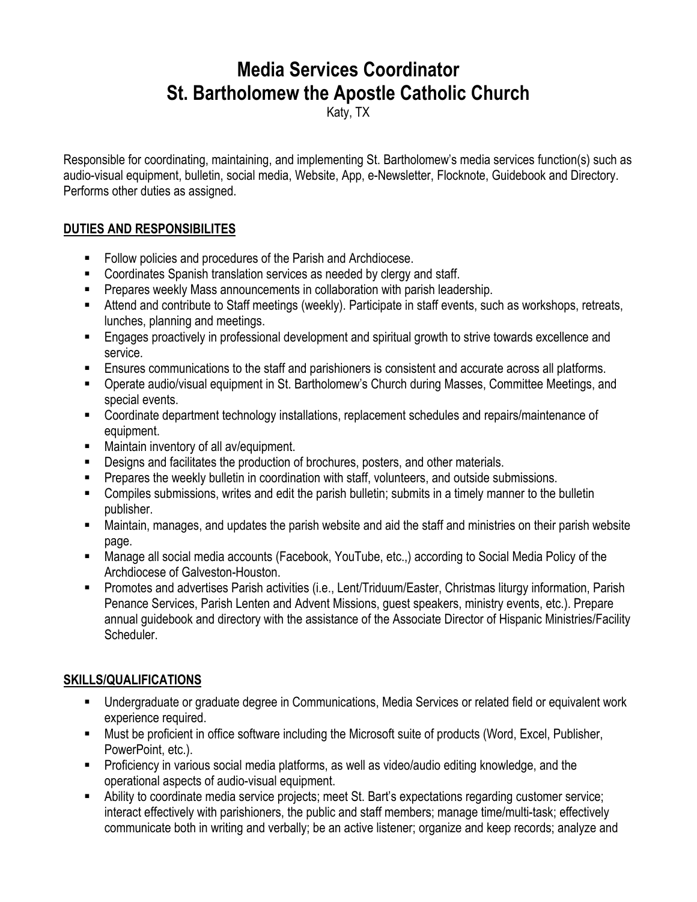# Media Services Coordinator
# St. Bartholomew the Apostle Catholic Church

Katy, TX

Responsible for coordinating, maintaining, and implementing St. Bartholomew's media services function(s) such as audio-visual equipment, bulletin, social media, Website, App, e-Newsletter, Flocknote, Guidebook and Directory. Performs other duties as assigned.

## DUTIES AND RESPONSIBILITES

- Follow policies and procedures of the Parish and Archdiocese.
- Coordinates Spanish translation services as needed by clergy and staff.
- Prepares weekly Mass announcements in collaboration with parish leadership.
- Attend and contribute to Staff meetings (weekly). Participate in staff events, such as workshops, retreats, lunches, planning and meetings.
- Engages proactively in professional development and spiritual growth to strive towards excellence and service.
- Ensures communications to the staff and parishioners is consistent and accurate across all platforms.
- Operate audio/visual equipment in St. Bartholomew's Church during Masses, Committee Meetings, and special events.
- Coordinate department technology installations, replacement schedules and repairs/maintenance of equipment.
- Maintain inventory of all av/equipment.
- Designs and facilitates the production of brochures, posters, and other materials.
- Prepares the weekly bulletin in coordination with staff, volunteers, and outside submissions.
- Compiles submissions, writes and edit the parish bulletin; submits in a timely manner to the bulletin publisher.
- Maintain, manages, and updates the parish website and aid the staff and ministries on their parish website page.
- Manage all social media accounts (Facebook, YouTube, etc.,) according to Social Media Policy of the Archdiocese of Galveston-Houston.
- Promotes and advertises Parish activities (i.e., Lent/Triduum/Easter, Christmas liturgy information, Parish Penance Services, Parish Lenten and Advent Missions, guest speakers, ministry events, etc.). Prepare annual guidebook and directory with the assistance of the Associate Director of Hispanic Ministries/Facility Scheduler.

## SKILLS/QUALIFICATIONS

- Undergraduate or graduate degree in Communications, Media Services or related field or equivalent work experience required.
- Must be proficient in office software including the Microsoft suite of products (Word, Excel, Publisher, PowerPoint, etc.).
- Proficiency in various social media platforms, as well as video/audio editing knowledge, and the operational aspects of audio-visual equipment.
- Ability to coordinate media service projects; meet St. Bart's expectations regarding customer service; interact effectively with parishioners, the public and staff members; manage time/multi-task; effectively communicate both in writing and verbally; be an active listener; organize and keep records; analyze and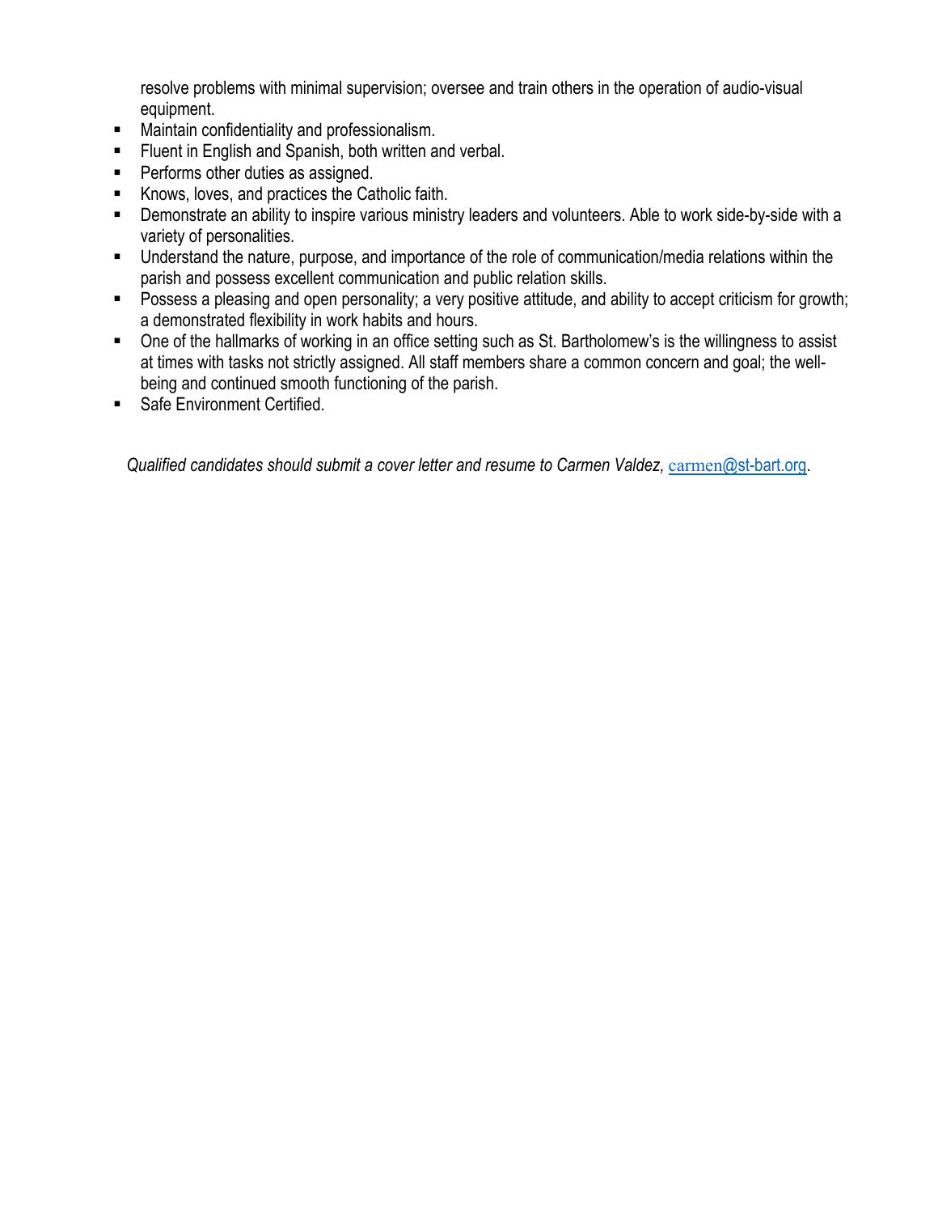resolve problems with minimal supervision; oversee and train others in the operation of audio-visual equipment.

- Maintain confidentiality and professionalism.
- Fluent in English and Spanish, both written and verbal.
- Performs other duties as assigned.
- Knows, loves, and practices the Catholic faith.
- Demonstrate an ability to inspire various ministry leaders and volunteers. Able to work side-by-side with a variety of personalities.
- Understand the nature, purpose, and importance of the role of communication/media relations within the parish and possess excellent communication and public relation skills.
- Possess a pleasing and open personality; a very positive attitude, and ability to accept criticism for growth; a demonstrated flexibility in work habits and hours.
- One of the hallmarks of working in an office setting such as St. Bartholomew's is the willingness to assist at times with tasks not strictly assigned. All staff members share a common concern and goal; the well-being and continued smooth functioning of the parish.
- Safe Environment Certified.

*Qualified candidates should submit a cover letter and resume to Carmen Valdez,* carmen@st-bart.org.